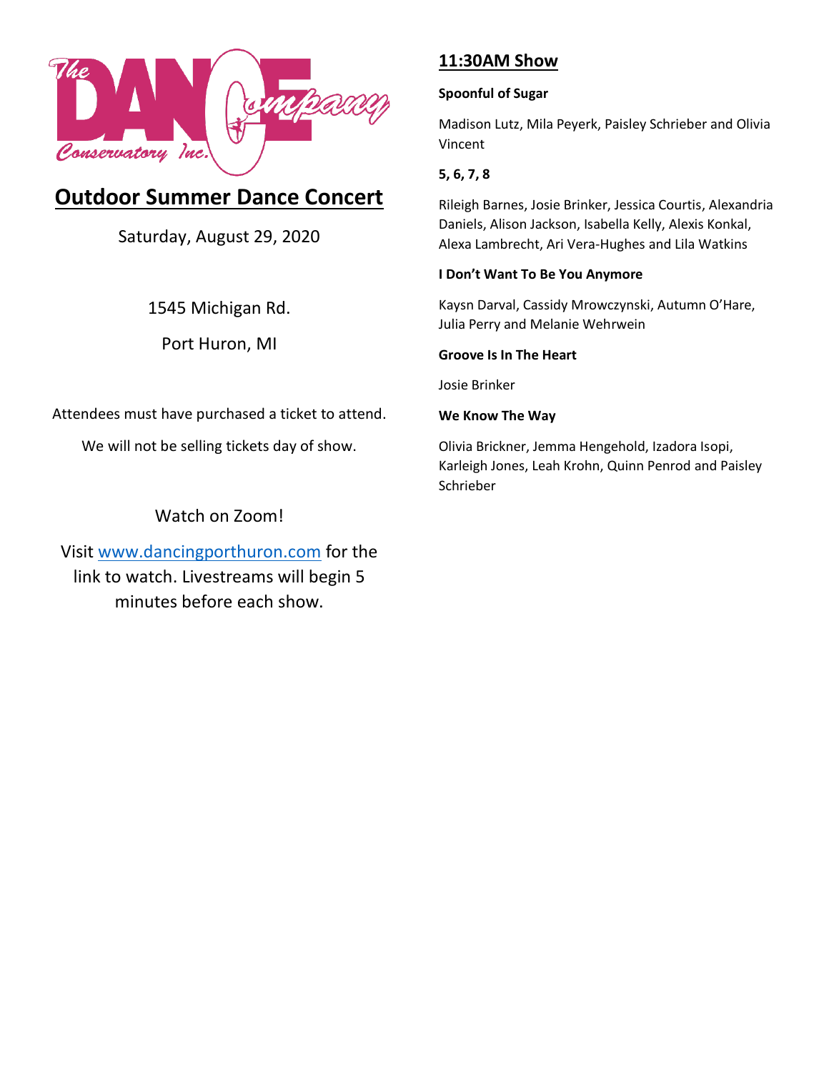The DANCE Company Conservatory Inc.

# Outdoor Summer Dance Concert

Saturday, August 29, 2020

1545 Michigan Rd.

Port Huron, MI

Attendees must have purchased a ticket to attend.

We will not be selling tickets day of show.

Watch on Zoom!

Visit www.dancingporthuron.com for the link to watch. Livestreams will begin 5 minutes before each show.

## 11:30AM Show

**Spoonful of Sugar**

Madison Lutz, Mila Peyerk, Paisley Schrieber and Olivia Vincent

**5, 6, 7, 8**

Rileigh Barnes, Josie Brinker, Jessica Courtis, Alexandria Daniels, Alison Jackson, Isabella Kelly, Alexis Konkal, Alexa Lambrecht, Ari Vera-Hughes and Lila Watkins

**I Don't Want To Be You Anymore**

Kaysn Darval, Cassidy Mrowczynski, Autumn O'Hare, Julia Perry and Melanie Wehrwein

**Groove Is In The Heart**

Josie Brinker

**We Know The Way**

Olivia Brickner, Jemma Hengehold, Izadora Isopi, Karleigh Jones, Leah Krohn, Quinn Penrod and Paisley Schrieber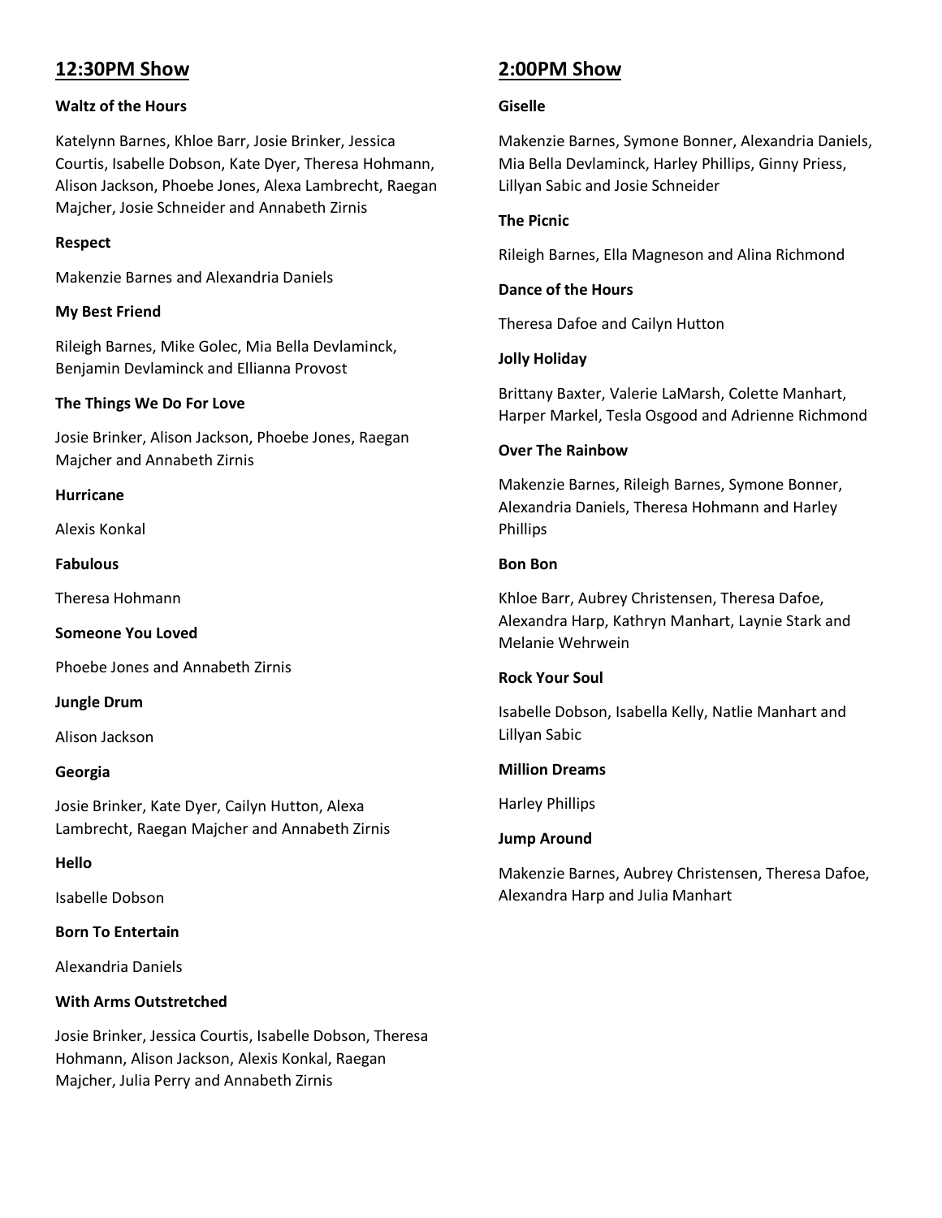## 12:30PM Show

**Waltz of the Hours**

Katelynn Barnes, Khloe Barr, Josie Brinker, Jessica Courtis, Isabelle Dobson, Kate Dyer, Theresa Hohmann, Alison Jackson, Phoebe Jones, Alexa Lambrecht, Raegan Majcher, Josie Schneider and Annabeth Zirnis

**Respect**

Makenzie Barnes and Alexandria Daniels

**My Best Friend**

Rileigh Barnes, Mike Golec, Mia Bella Devlaminck, Benjamin Devlaminck and Ellianna Provost

**The Things We Do For Love**

Josie Brinker, Alison Jackson, Phoebe Jones, Raegan Majcher and Annabeth Zirnis

**Hurricane**

Alexis Konkal

**Fabulous**

Theresa Hohmann

**Someone You Loved**

Phoebe Jones and Annabeth Zirnis

**Jungle Drum**

Alison Jackson

**Georgia**

Josie Brinker, Kate Dyer, Cailyn Hutton, Alexa Lambrecht, Raegan Majcher and Annabeth Zirnis

**Hello**

Isabelle Dobson

**Born To Entertain**

Alexandria Daniels

**With Arms Outstretched**

Josie Brinker, Jessica Courtis, Isabelle Dobson, Theresa Hohmann, Alison Jackson, Alexis Konkal, Raegan Majcher, Julia Perry and Annabeth Zirnis

## 2:00PM Show

**Giselle**

Makenzie Barnes, Symone Bonner, Alexandria Daniels, Mia Bella Devlaminck, Harley Phillips, Ginny Priess, Lillyan Sabic and Josie Schneider

**The Picnic**

Rileigh Barnes, Ella Magneson and Alina Richmond

**Dance of the Hours**

Theresa Dafoe and Cailyn Hutton

**Jolly Holiday**

Brittany Baxter, Valerie LaMarsh, Colette Manhart, Harper Markel, Tesla Osgood and Adrienne Richmond

**Over The Rainbow**

Makenzie Barnes, Rileigh Barnes, Symone Bonner, Alexandria Daniels, Theresa Hohmann and Harley Phillips

**Bon Bon**

Khloe Barr, Aubrey Christensen, Theresa Dafoe, Alexandra Harp, Kathryn Manhart, Laynie Stark and Melanie Wehrwein

**Rock Your Soul**

Isabelle Dobson, Isabella Kelly, Natlie Manhart and Lillyan Sabic

**Million Dreams**

Harley Phillips

**Jump Around**

Makenzie Barnes, Aubrey Christensen, Theresa Dafoe, Alexandra Harp and Julia Manhart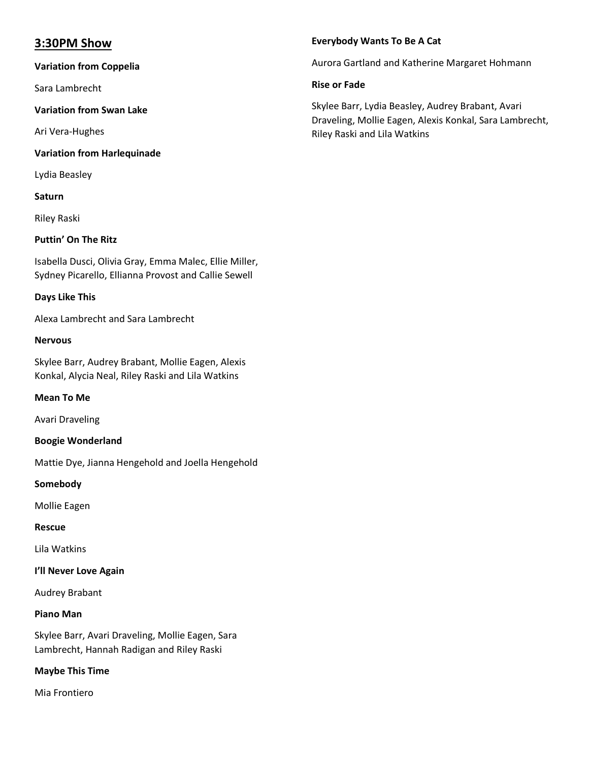## 3:30PM Show

**Variation from Coppelia**

Sara Lambrecht

**Variation from Swan Lake**

Ari Vera-Hughes

**Variation from Harlequinade**

Lydia Beasley

**Saturn**

Riley Raski

**Puttin' On The Ritz**

Isabella Dusci, Olivia Gray, Emma Malec, Ellie Miller, Sydney Picarello, Ellianna Provost and Callie Sewell

**Days Like This**

Alexa Lambrecht and Sara Lambrecht

**Nervous**

Skylee Barr, Audrey Brabant, Mollie Eagen, Alexis Konkal, Alycia Neal, Riley Raski and Lila Watkins

**Mean To Me**

Avari Draveling

**Boogie Wonderland**

Mattie Dye, Jianna Hengehold and Joella Hengehold

**Somebody**

Mollie Eagen

**Rescue**

Lila Watkins

**I'll Never Love Again**

Audrey Brabant

**Piano Man**

Skylee Barr, Avari Draveling, Mollie Eagen, Sara Lambrecht, Hannah Radigan and Riley Raski

**Maybe This Time**

Mia Frontiero

**Everybody Wants To Be A Cat**

Aurora Gartland and Katherine Margaret Hohmann

**Rise or Fade**

Skylee Barr, Lydia Beasley, Audrey Brabant, Avari Draveling, Mollie Eagen, Alexis Konkal, Sara Lambrecht, Riley Raski and Lila Watkins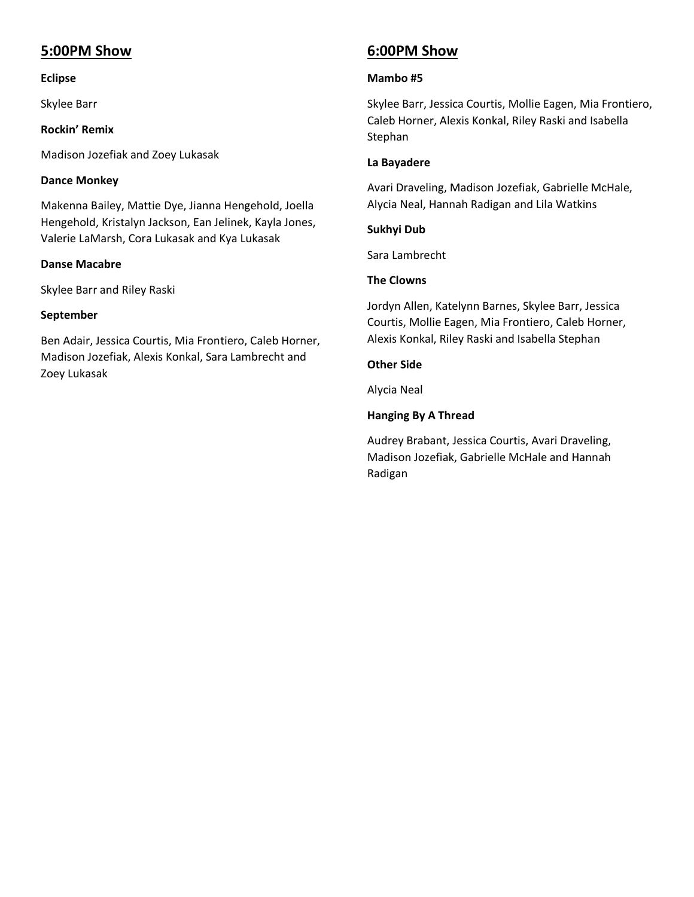## 5:00PM Show

**Eclipse**

Skylee Barr

**Rockin' Remix**

Madison Jozefiak and Zoey Lukasak

**Dance Monkey**

Makenna Bailey, Mattie Dye, Jianna Hengehold, Joella Hengehold, Kristalyn Jackson, Ean Jelinek, Kayla Jones, Valerie LaMarsh, Cora Lukasak and Kya Lukasak

**Danse Macabre**

Skylee Barr and Riley Raski

**September**

Ben Adair, Jessica Courtis, Mia Frontiero, Caleb Horner, Madison Jozefiak, Alexis Konkal, Sara Lambrecht and Zoey Lukasak

## 6:00PM Show

**Mambo #5**

Skylee Barr, Jessica Courtis, Mollie Eagen, Mia Frontiero, Caleb Horner, Alexis Konkal, Riley Raski and Isabella Stephan

**La Bayadere**

Avari Draveling, Madison Jozefiak, Gabrielle McHale, Alycia Neal, Hannah Radigan and Lila Watkins

**Sukhyi Dub**

Sara Lambrecht

**The Clowns**

Jordyn Allen, Katelynn Barnes, Skylee Barr, Jessica Courtis, Mollie Eagen, Mia Frontiero, Caleb Horner, Alexis Konkal, Riley Raski and Isabella Stephan

**Other Side**

Alycia Neal

**Hanging By A Thread**

Audrey Brabant, Jessica Courtis, Avari Draveling, Madison Jozefiak, Gabrielle McHale and Hannah Radigan